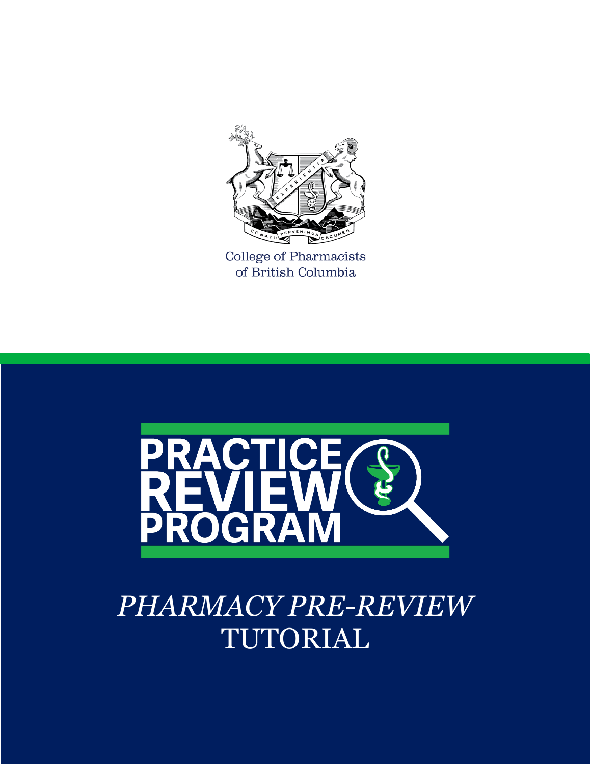College of Pharmacists of British Columbia

# PRACTICE REVIEW PROGRAM

## *PHARMACY PRE-REVIEW* TUTORIAL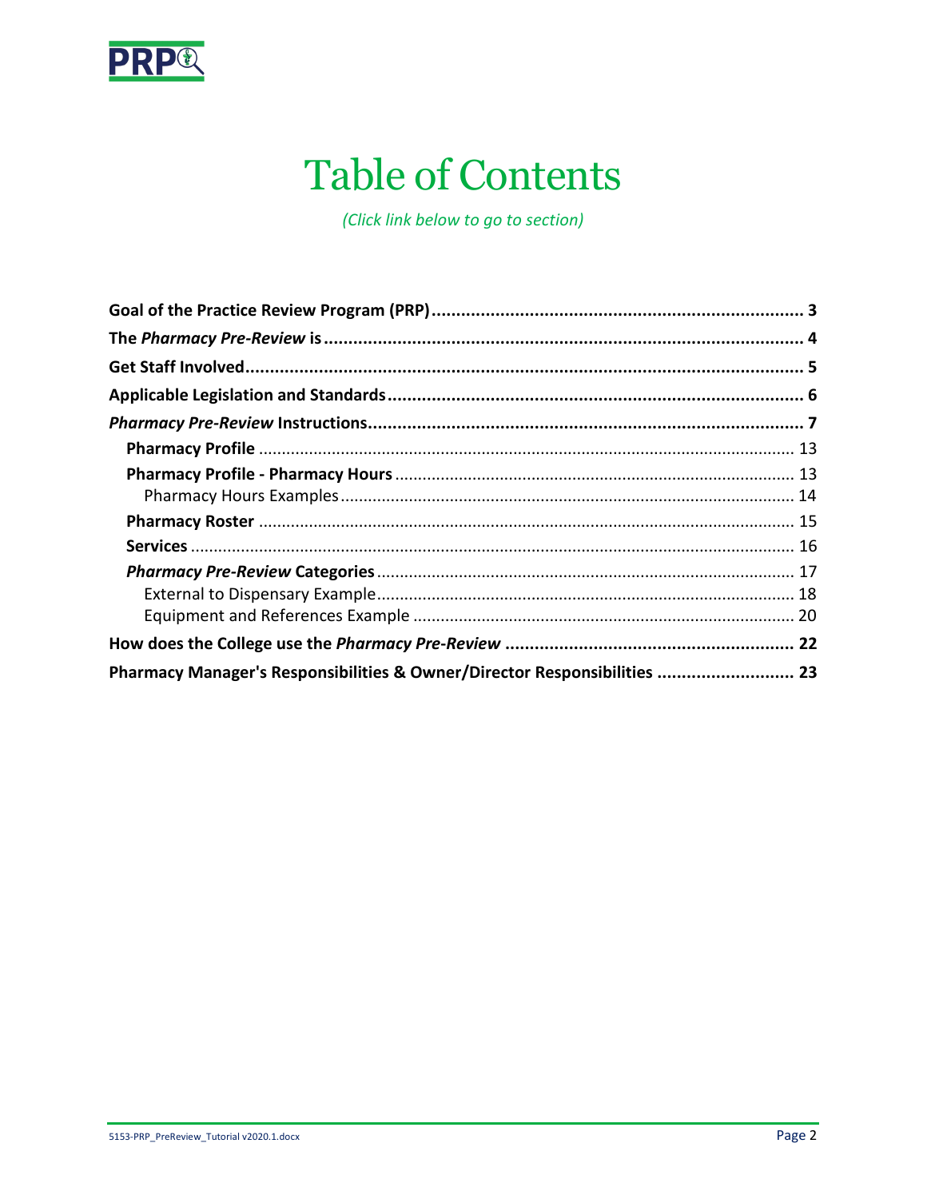# Table of Contents

*(Click link below to go to section)*

**Goal of the Practice Review Program (PRP)** ........ 3

**The *Pharmacy Pre-Review* is** ........ 4

**Get Staff Involved** ........ 5

**Applicable Legislation and Standards** ........ 6

***Pharmacy Pre-Review* Instructions** ........ 7

- **Pharmacy Profile** ........ 13
- **Pharmacy Profile - Pharmacy Hours** ........ 13
  - Pharmacy Hours Examples ........ 14
- **Pharmacy Roster** ........ 15
- **Services** ........ 16
- ***Pharmacy Pre-Review* Categories** ........ 17
  - External to Dispensary Example ........ 18
  - Equipment and References Example ........ 20

**How does the College use the *Pharmacy Pre-Review*** ........ 22

**Pharmacy Manager's Responsibilities & Owner/Director Responsibilities** ........ 23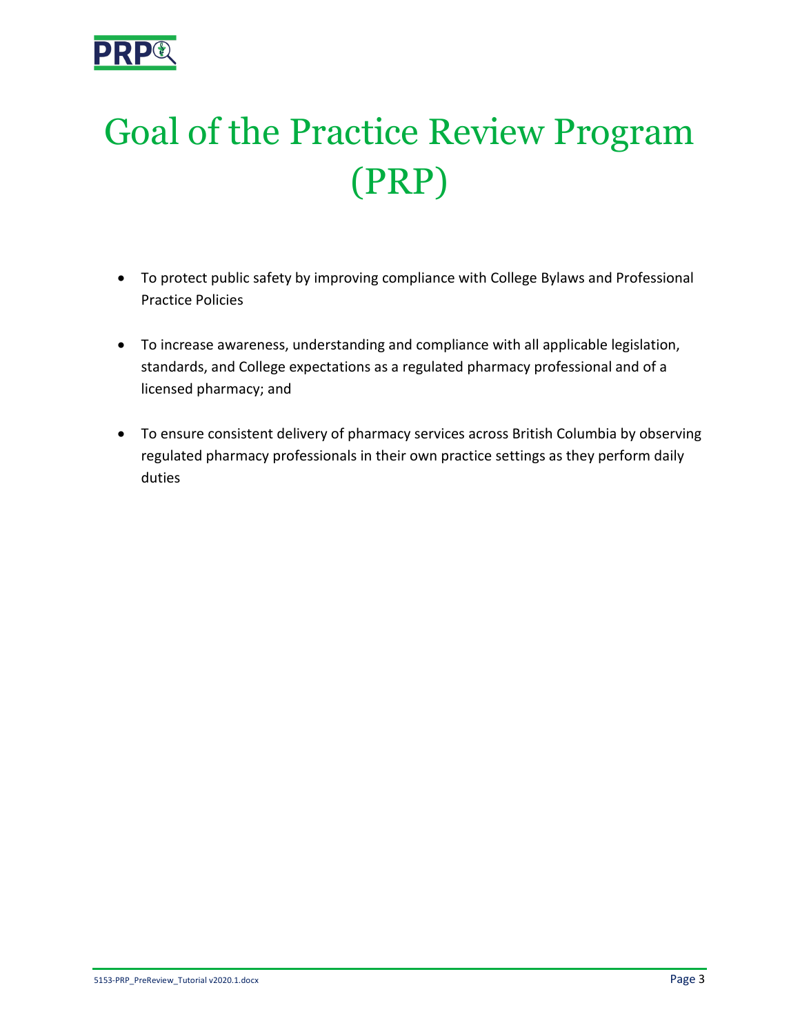# Goal of the Practice Review Program (PRP)

- To protect public safety by improving compliance with College Bylaws and Professional Practice Policies
- To increase awareness, understanding and compliance with all applicable legislation, standards, and College expectations as a regulated pharmacy professional and of a licensed pharmacy; and
- To ensure consistent delivery of pharmacy services across British Columbia by observing regulated pharmacy professionals in their own practice settings as they perform daily duties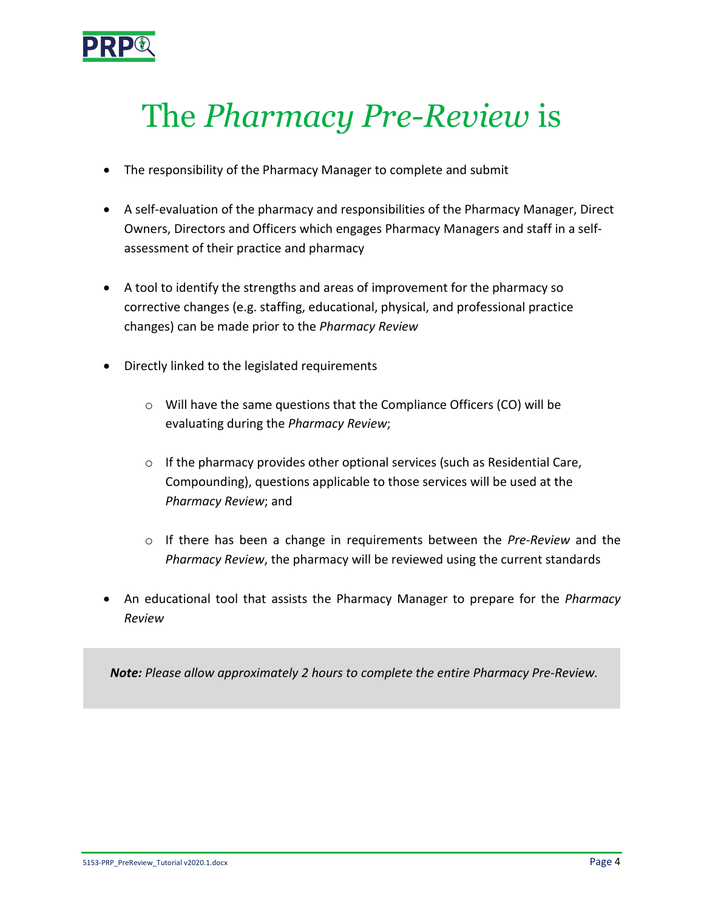# The *Pharmacy Pre-Review* is

- The responsibility of the Pharmacy Manager to complete and submit
- A self-evaluation of the pharmacy and responsibilities of the Pharmacy Manager, Direct Owners, Directors and Officers which engages Pharmacy Managers and staff in a self-assessment of their practice and pharmacy
- A tool to identify the strengths and areas of improvement for the pharmacy so corrective changes (e.g. staffing, educational, physical, and professional practice changes) can be made prior to the *Pharmacy Review*
- Directly linked to the legislated requirements
    - Will have the same questions that the Compliance Officers (CO) will be evaluating during the *Pharmacy Review*;
    - If the pharmacy provides other optional services (such as Residential Care, Compounding), questions applicable to those services will be used at the *Pharmacy Review*; and
    - If there has been a change in requirements between the *Pre-Review* and the *Pharmacy Review*, the pharmacy will be reviewed using the current standards
- An educational tool that assists the Pharmacy Manager to prepare for the *Pharmacy Review*

> ***Note:*** *Please allow approximately 2 hours to complete the entire Pharmacy Pre-Review.*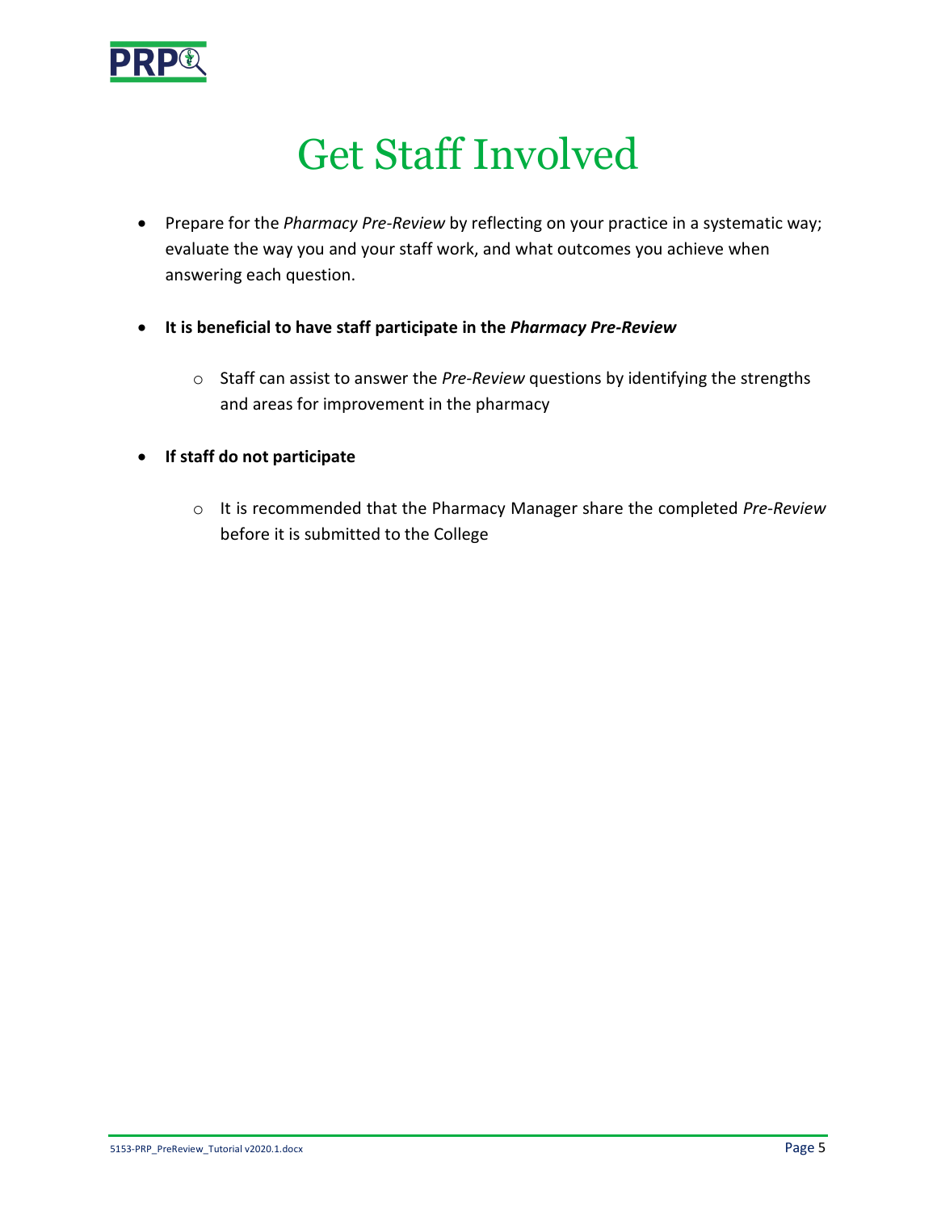# Get Staff Involved

- Prepare for the *Pharmacy Pre-Review* by reflecting on your practice in a systematic way; evaluate the way you and your staff work, and what outcomes you achieve when answering each question.

- **It is beneficial to have staff participate in the *Pharmacy Pre-Review***

    - Staff can assist to answer the *Pre-Review* questions by identifying the strengths and areas for improvement in the pharmacy

- **If staff do not participate**

    - It is recommended that the Pharmacy Manager share the completed *Pre-Review* before it is submitted to the College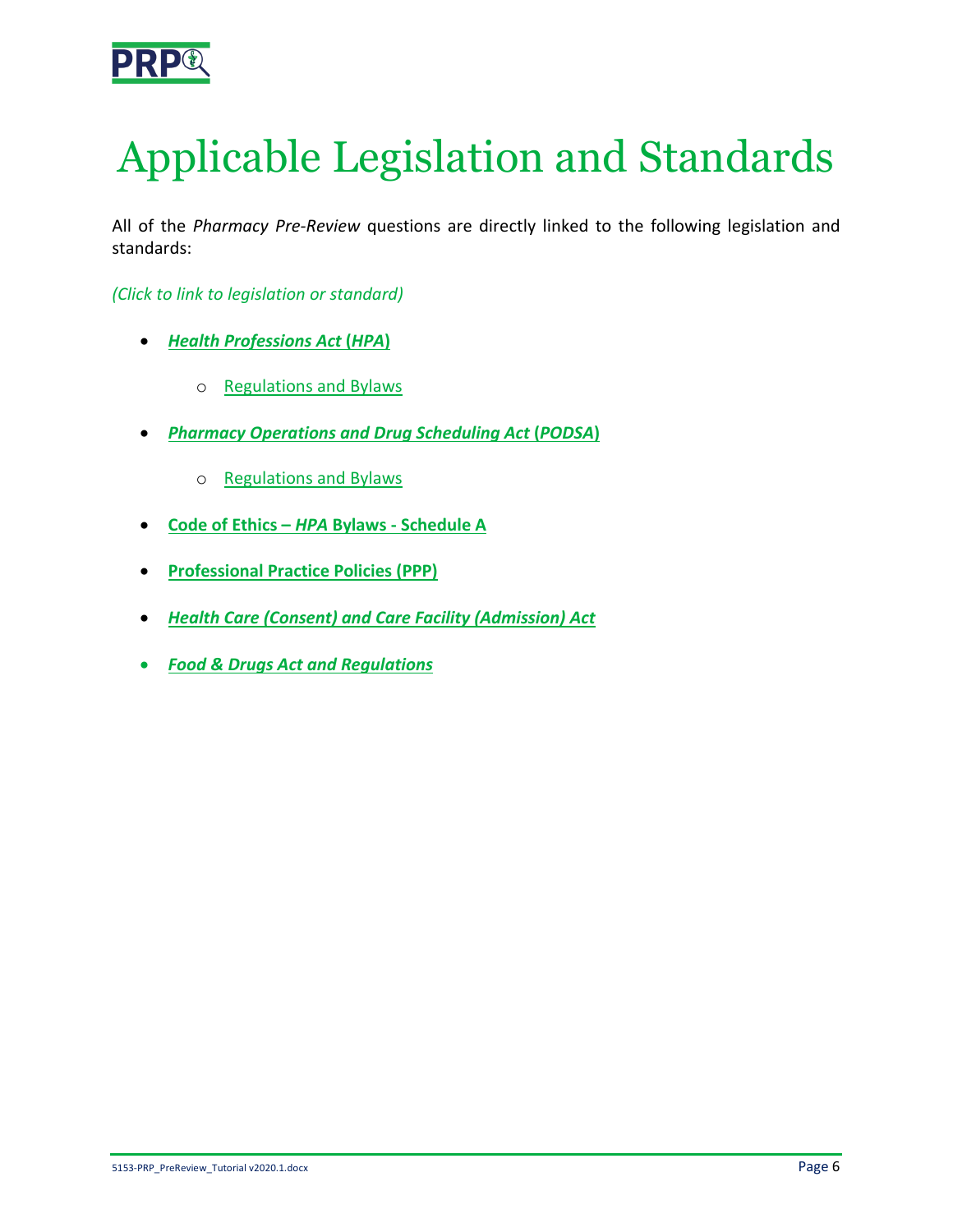# Applicable Legislation and Standards

All of the *Pharmacy Pre-Review* questions are directly linked to the following legislation and standards:

*(Click to link to legislation or standard)*

- ***Health Professions Act* (*HPA*)**
    - Regulations and Bylaws
- ***Pharmacy Operations and Drug Scheduling Act* (*PODSA*)**
    - Regulations and Bylaws
- **Code of Ethics – *HPA* Bylaws - Schedule A**
- **Professional Practice Policies (PPP)**
- ***Health Care (Consent) and Care Facility (Admission) Act***
- ***Food & Drugs Act and Regulations***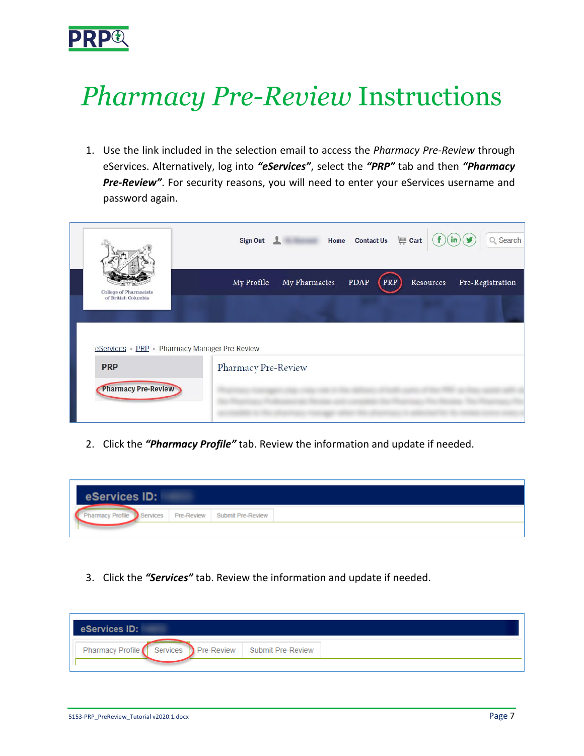# *Pharmacy Pre-Review* Instructions

1. Use the link included in the selection email to access the *Pharmacy Pre-Review* through eServices. Alternatively, log into ***"eServices"***, select the ***"PRP"*** tab and then ***"Pharmacy Pre-Review"***. For security reasons, you will need to enter your eServices username and password again.

2. Click the ***"Pharmacy Profile"*** tab. Review the information and update if needed.

3. Click the ***"Services"*** tab. Review the information and update if needed.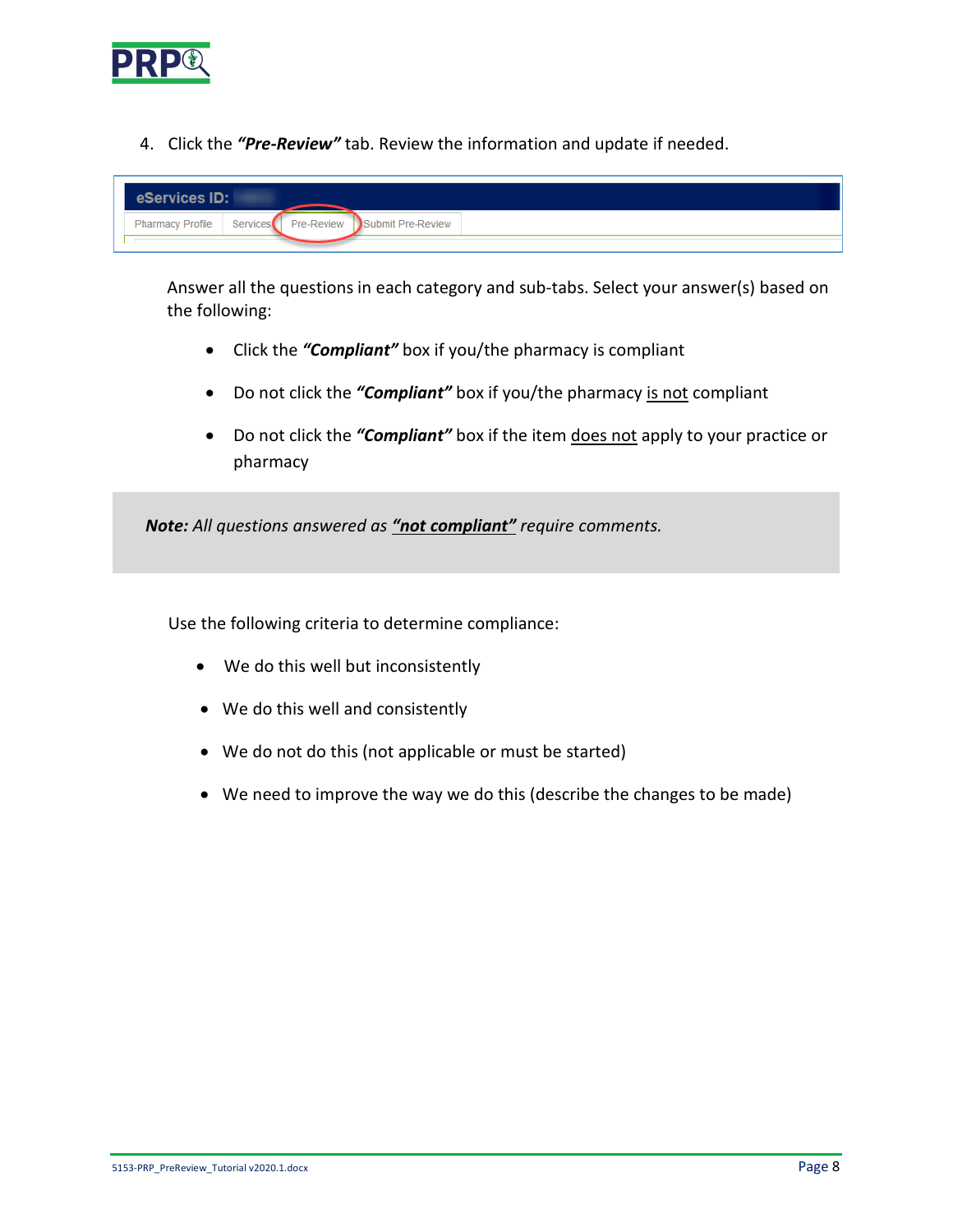4. Click the ***"Pre-Review"*** tab. Review the information and update if needed.

Answer all the questions in each category and sub-tabs. Select your answer(s) based on the following:

- Click the ***"Compliant"*** box if you/the pharmacy is compliant
- Do not click the ***"Compliant"*** box if you/the pharmacy is not compliant
- Do not click the ***"Compliant"*** box if the item does not apply to your practice or pharmacy

> ***Note:*** *All questions answered as* ***"not compliant"*** *require comments.*

Use the following criteria to determine compliance:

- We do this well but inconsistently
- We do this well and consistently
- We do not do this (not applicable or must be started)
- We need to improve the way we do this (describe the changes to be made)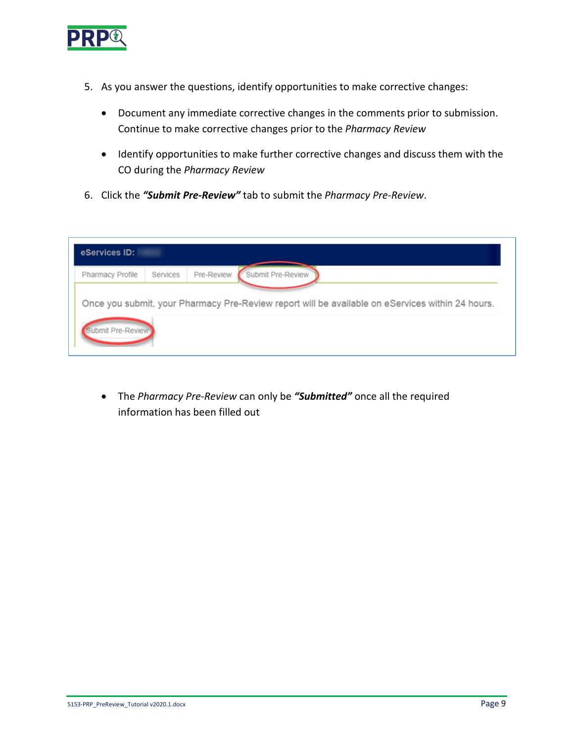5. As you answer the questions, identify opportunities to make corrective changes:
   - Document any immediate corrective changes in the comments prior to submission. Continue to make corrective changes prior to the *Pharmacy Review*
   - Identify opportunities to make further corrective changes and discuss them with the CO during the *Pharmacy Review*
6. Click the ***"Submit Pre-Review"*** tab to submit the *Pharmacy Pre-Review*.

eServices ID:

Pharmacy Profile | Services | Pre-Review | Submit Pre-Review

Once you submit, your Pharmacy Pre-Review report will be available on eServices within 24 hours.

Submit Pre-Review

- The *Pharmacy Pre-Review* can only be ***"Submitted"*** once all the required information has been filled out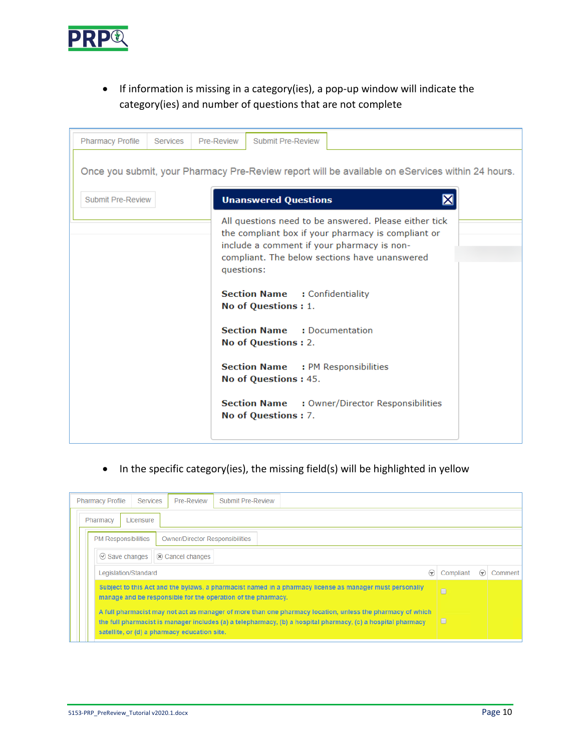- If information is missing in a category(ies), a pop-up window will indicate the category(ies) and number of questions that are not complete

Pharmacy Profile | Services | Pre-Review | Submit Pre-Review

Once you submit, your Pharmacy Pre-Review report will be available on eServices within 24 hours.

Submit Pre-Review

**Unanswered Questions**

All questions need to be answered. Please either tick the compliant box if your pharmacy is compliant or include a comment if your pharmacy is non-compliant. The below sections have unanswered questions:

**Section Name** : Confidentiality
**No of Questions** : 1.

**Section Name** : Documentation
**No of Questions** : 2.

**Section Name** : PM Responsibilities
**No of Questions** : 45.

**Section Name** : Owner/Director Responsibilities
**No of Questions** : 7.

- In the specific category(ies), the missing field(s) will be highlighted in yellow

Pharmacy Profile | Services | Pre-Review | Submit Pre-Review

Pharmacy | Licensure

PM Responsibilities | Owner/Director Responsibilities

Save changes | Cancel changes

| Legislation/Standard | Compliant | Comment |
|---|---|---|
| Subject to this Act and the bylaws, a pharmacist named in a pharmacy license as manager must personally manage and be responsible for the operation of the pharmacy. | ☐ | |
| A full pharmacist may not act as manager of more than one pharmacy location, unless the pharmacy of which the full pharmacist is manager includes (a) a telepharmacy, (b) a hospital pharmacy, (c) a hospital pharmacy satellite, or (d) a pharmacy education site. | ☐ | |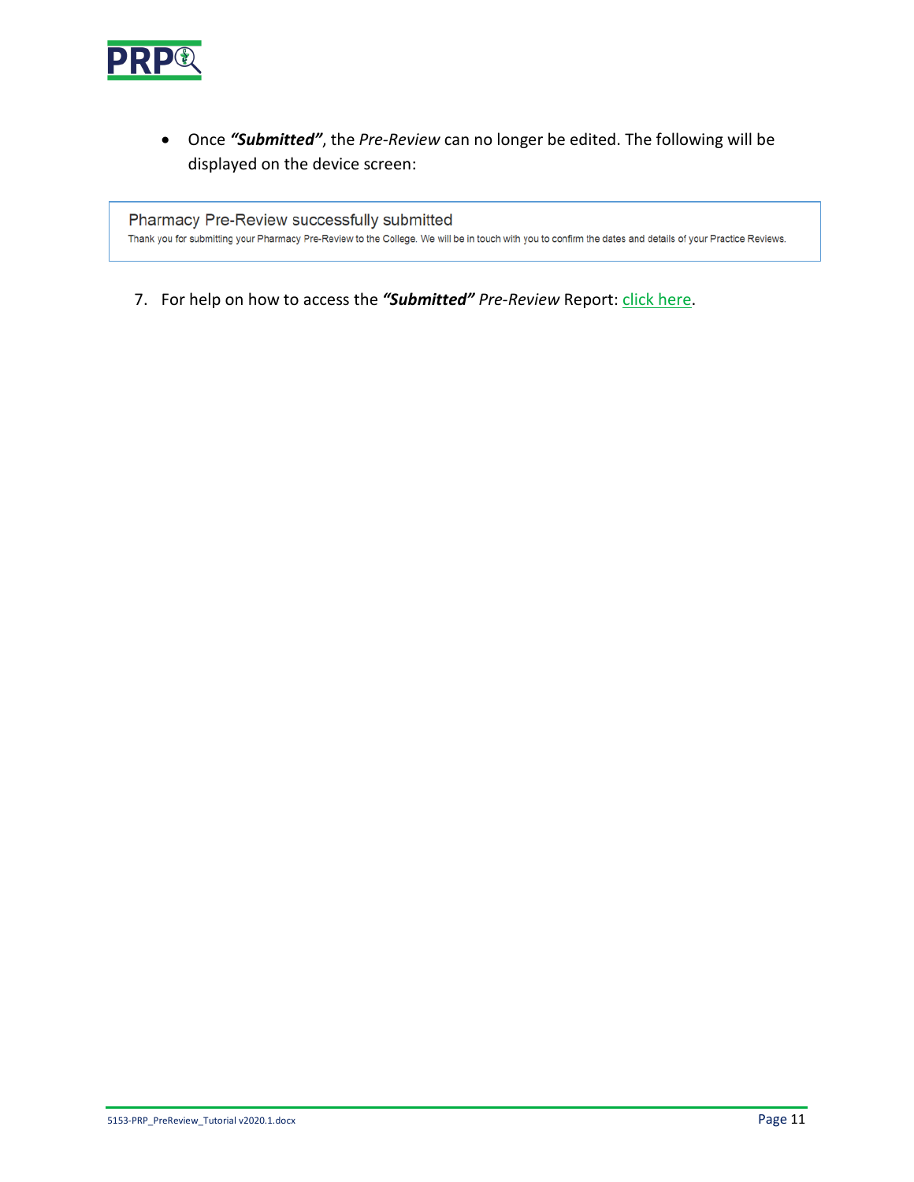- Once ***"Submitted"***, the *Pre-Review* can no longer be edited. The following will be displayed on the device screen:

> Pharmacy Pre-Review successfully submitted
> Thank you for submitting your Pharmacy Pre-Review to the College. We will be in touch with you to confirm the dates and details of your Practice Reviews.

7. For help on how to access the ***"Submitted"*** *Pre-Review* Report: click here.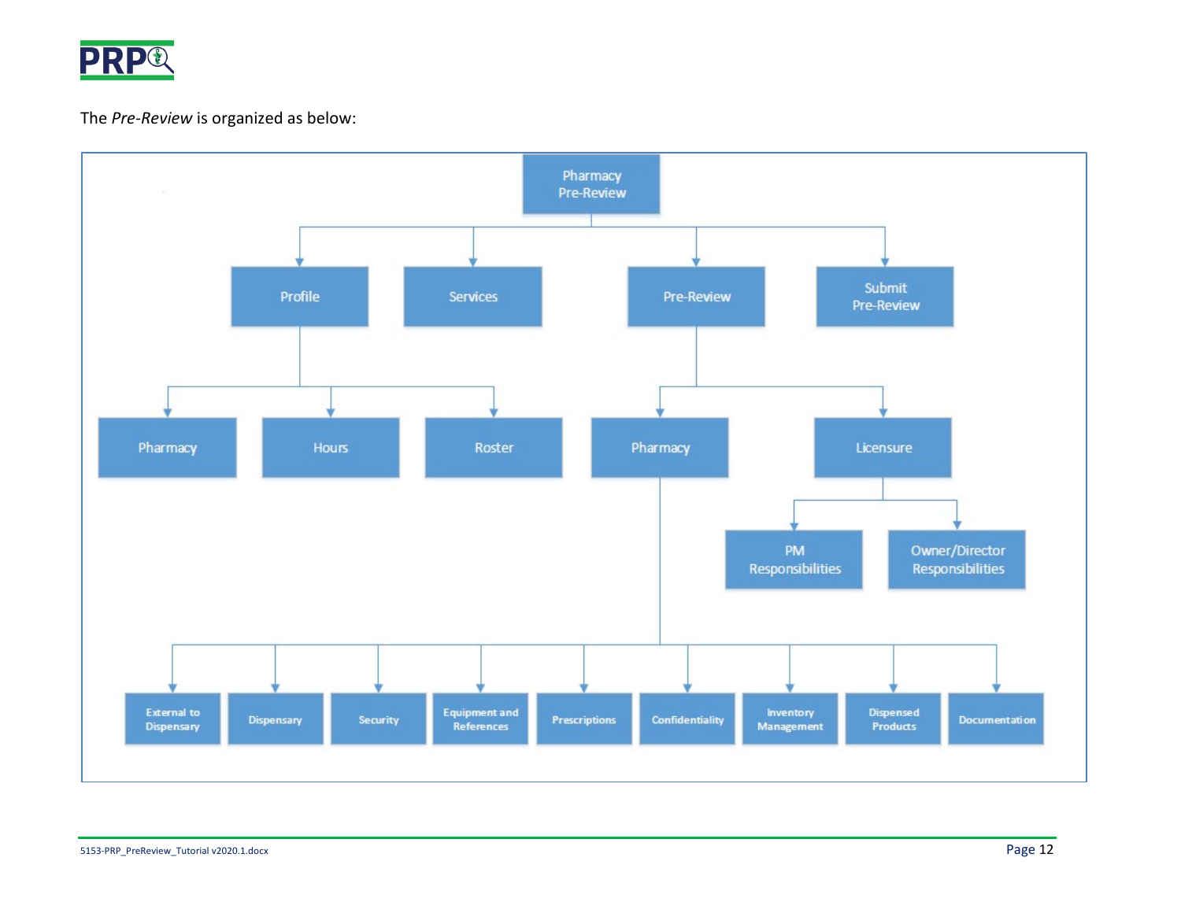The *Pre-Review* is organized as below:

- Pharmacy Pre-Review
  - Profile
    - Pharmacy
    - Hours
    - Roster
  - Services
  - Pre-Review
    - Pharmacy
      - External to Dispensary
      - Dispensary
      - Security
      - Equipment and References
      - Prescriptions
      - Confidentiality
      - Inventory Management
      - Dispensed Products
      - Documentation
    - Licensure
      - PM Responsibilities
      - Owner/Director Responsibilities
  - Submit Pre-Review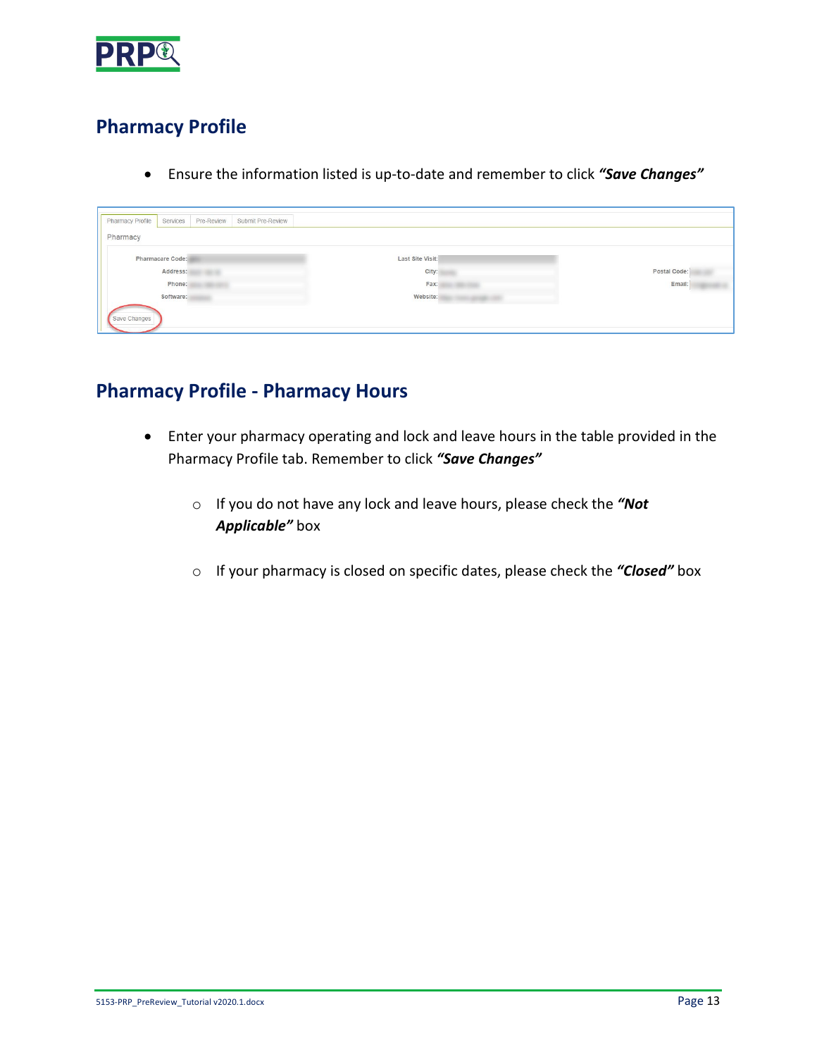## Pharmacy Profile

- Ensure the information listed is up-to-date and remember to click ***"Save Changes"***

## Pharmacy Profile - Pharmacy Hours

- Enter your pharmacy operating and lock and leave hours in the table provided in the Pharmacy Profile tab. Remember to click ***"Save Changes"***
  - If you do not have any lock and leave hours, please check the ***"Not Applicable"*** box
  - If your pharmacy is closed on specific dates, please check the ***"Closed"*** box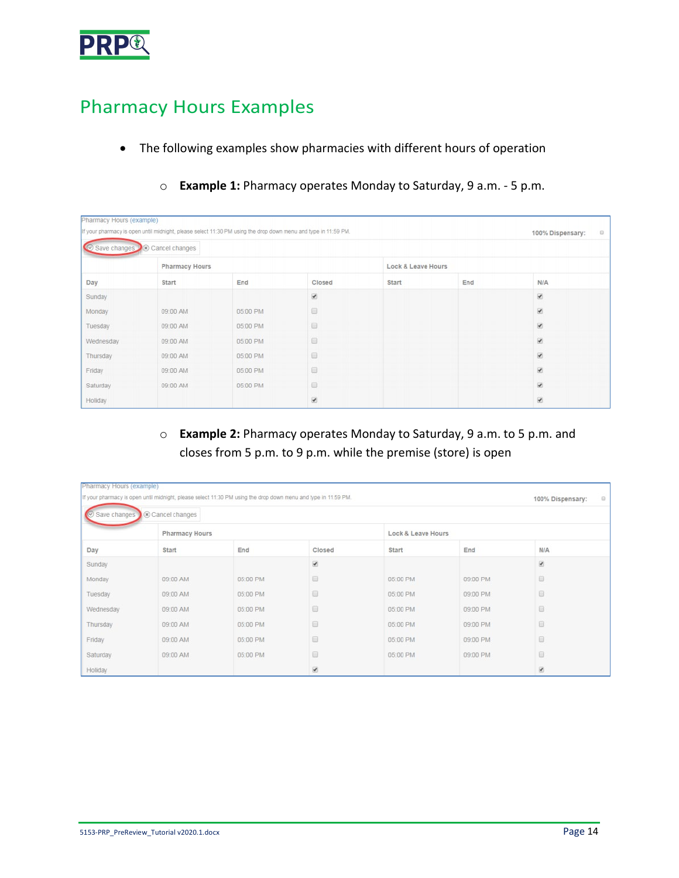## Pharmacy Hours Examples

- The following examples show pharmacies with different hours of operation
  - **Example 1:** Pharmacy operates Monday to Saturday, 9 a.m. - 5 p.m.

Pharmacy Hours (example)

If your pharmacy is open until midnight, please select 11:30 PM using the drop down menu and type in 11:59 PM.

100% Dispensary: ☐

Save changes | Cancel changes

| | Pharmacy Hours | | | Lock & Leave Hours | | |
|---|---|---|---|---|---|---|
| Day | Start | End | Closed | Start | End | N/A |
| Sunday | | | ☑ | | | ☑ |
| Monday | 09:00 AM | 05:00 PM | ☐ | | | ☑ |
| Tuesday | 09:00 AM | 05:00 PM | ☐ | | | ☑ |
| Wednesday | 09:00 AM | 05:00 PM | ☐ | | | ☑ |
| Thursday | 09:00 AM | 05:00 PM | ☐ | | | ☑ |
| Friday | 09:00 AM | 05:00 PM | ☐ | | | ☑ |
| Saturday | 09:00 AM | 05:00 PM | ☐ | | | ☑ |
| Holiday | | | ☑ | | | ☑ |

  - **Example 2:** Pharmacy operates Monday to Saturday, 9 a.m. to 5 p.m. and closes from 5 p.m. to 9 p.m. while the premise (store) is open

Pharmacy Hours (example)

If your pharmacy is open until midnight, please select 11:30 PM using the drop down menu and type in 11:59 PM.

100% Dispensary: ☐

Save changes | Cancel changes

| | Pharmacy Hours | | | Lock & Leave Hours | | |
|---|---|---|---|---|---|---|
| Day | Start | End | Closed | Start | End | N/A |
| Sunday | | | ☑ | | | ☑ |
| Monday | 09:00 AM | 05:00 PM | ☐ | 05:00 PM | 09:00 PM | ☐ |
| Tuesday | 09:00 AM | 05:00 PM | ☐ | 05:00 PM | 09:00 PM | ☐ |
| Wednesday | 09:00 AM | 05:00 PM | ☐ | 05:00 PM | 09:00 PM | ☐ |
| Thursday | 09:00 AM | 05:00 PM | ☐ | 05:00 PM | 09:00 PM | ☐ |
| Friday | 09:00 AM | 05:00 PM | ☐ | 05:00 PM | 09:00 PM | ☐ |
| Saturday | 09:00 AM | 05:00 PM | ☐ | 05:00 PM | 09:00 PM | ☐ |
| Holiday | | | ☑ | | | ☑ |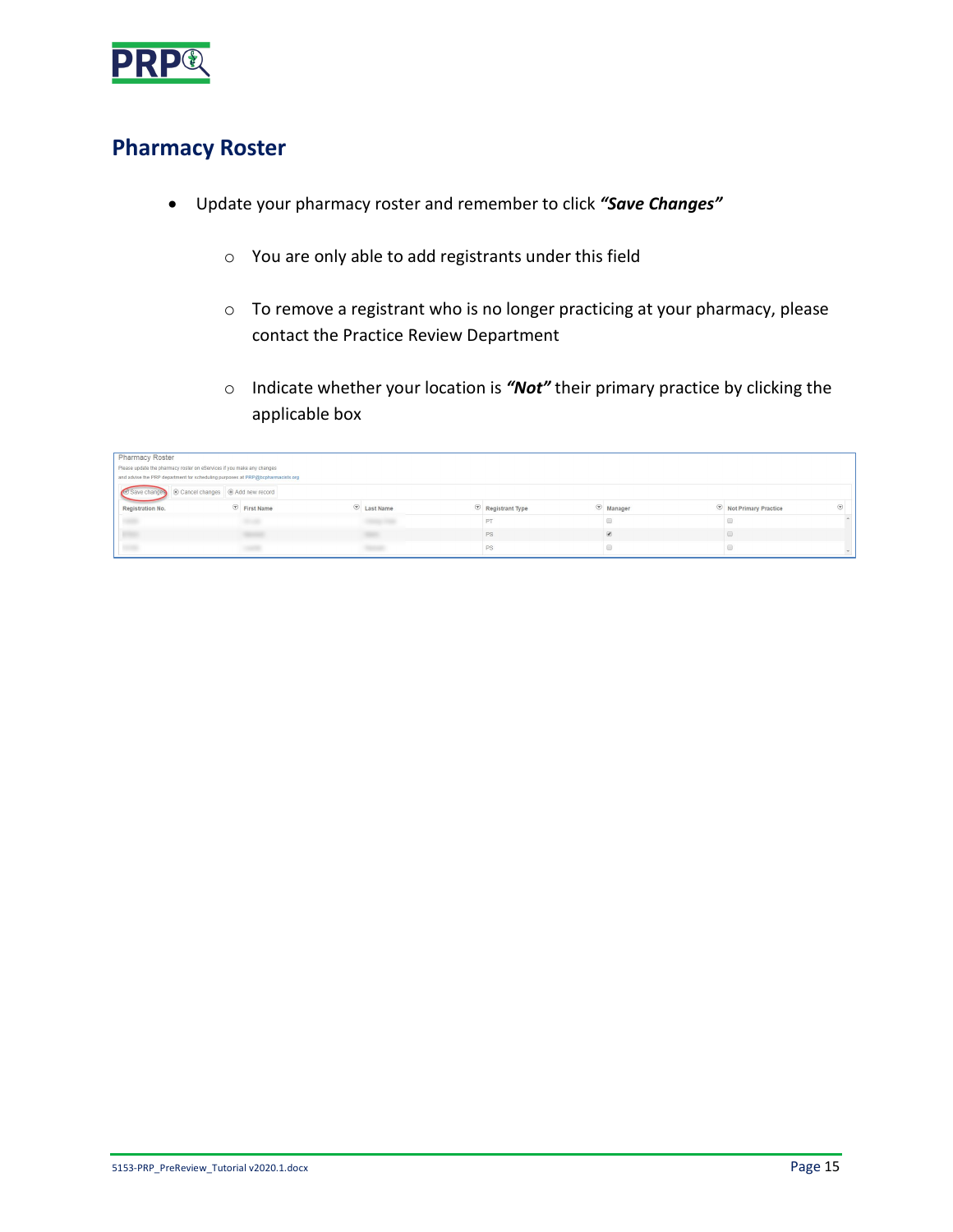## Pharmacy Roster

- Update your pharmacy roster and remember to click ***"Save Changes"***
  - You are only able to add registrants under this field
  - To remove a registrant who is no longer practicing at your pharmacy, please contact the Practice Review Department
  - Indicate whether your location is ***"Not"*** their primary practice by clicking the applicable box

Pharmacy Roster

Please update the pharmacy roster on eServices if you make any changes and advise the PRP department for scheduling purposes at PRP@bcpharmacists.org

Save changes | Cancel changes | Add new record

| Registration No. | First Name | Last Name | Registrant Type | Manager | Not Primary Practice |
|---|---|---|---|---|---|
| | | | PT | ☐ | ☐ |
| | | | PS | ☑ | ☐ |
| | | | PS | ☐ | ☐ |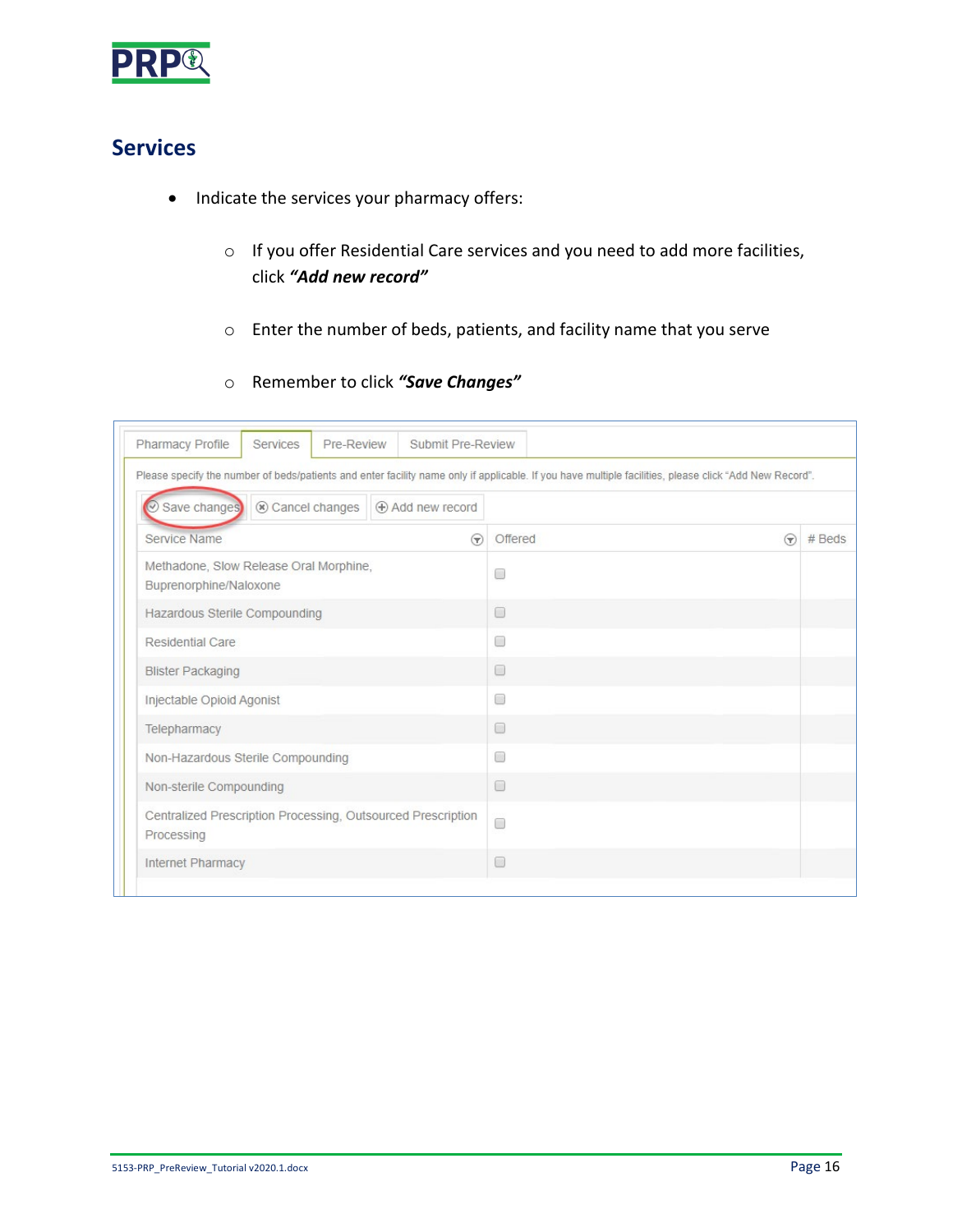## Services

- Indicate the services your pharmacy offers:
  - If you offer Residential Care services and you need to add more facilities, click ***"Add new record"***
  - Enter the number of beds, patients, and facility name that you serve
  - Remember to click ***"Save Changes"***

Pharmacy Profile | Services | Pre-Review | Submit Pre-Review

Please specify the number of beds/patients and enter facility name only if applicable. If you have multiple facilities, please click "Add New Record".

Save changes | Cancel changes | Add new record

| Service Name | Offered | # Beds |
|---|---|---|
| Methadone, Slow Release Oral Morphine, Buprenorphine/Naloxone | ☐ | |
| Hazardous Sterile Compounding | ☐ | |
| Residential Care | ☐ | |
| Blister Packaging | ☐ | |
| Injectable Opioid Agonist | ☐ | |
| Telepharmacy | ☐ | |
| Non-Hazardous Sterile Compounding | ☐ | |
| Non-sterile Compounding | ☐ | |
| Centralized Prescription Processing, Outsourced Prescription Processing | ☐ | |
| Internet Pharmacy | ☐ | |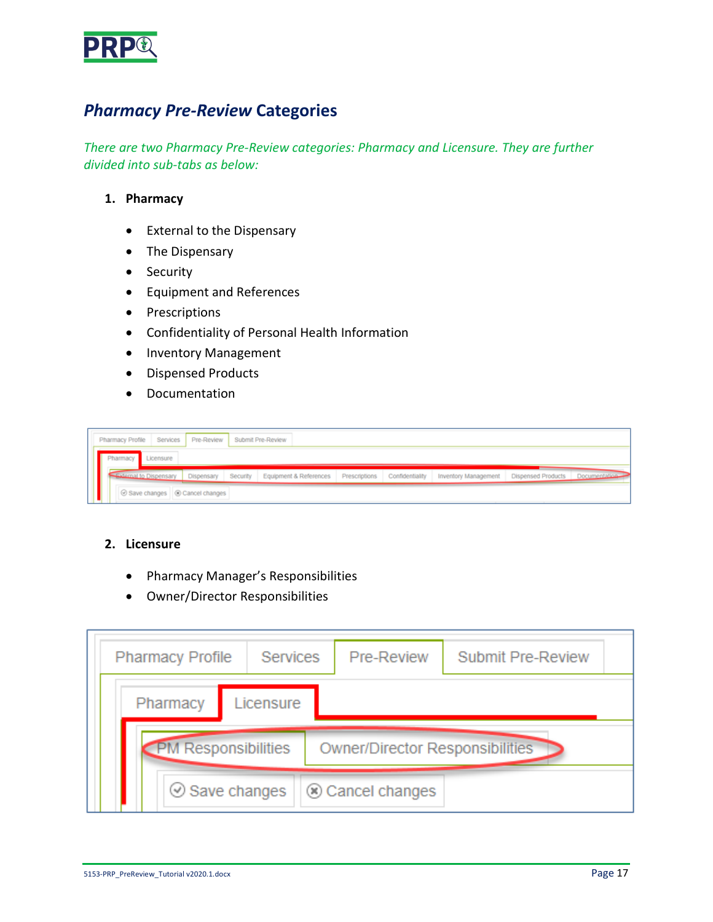## *Pharmacy Pre-Review* Categories

*There are two Pharmacy Pre-Review categories: Pharmacy and Licensure. They are further divided into sub-tabs as below:*

1. **Pharmacy**

   - External to the Dispensary
   - The Dispensary
   - Security
   - Equipment and References
   - Prescriptions
   - Confidentiality of Personal Health Information
   - Inventory Management
   - Dispensed Products
   - Documentation

2. **Licensure**

   - Pharmacy Manager's Responsibilities
   - Owner/Director Responsibilities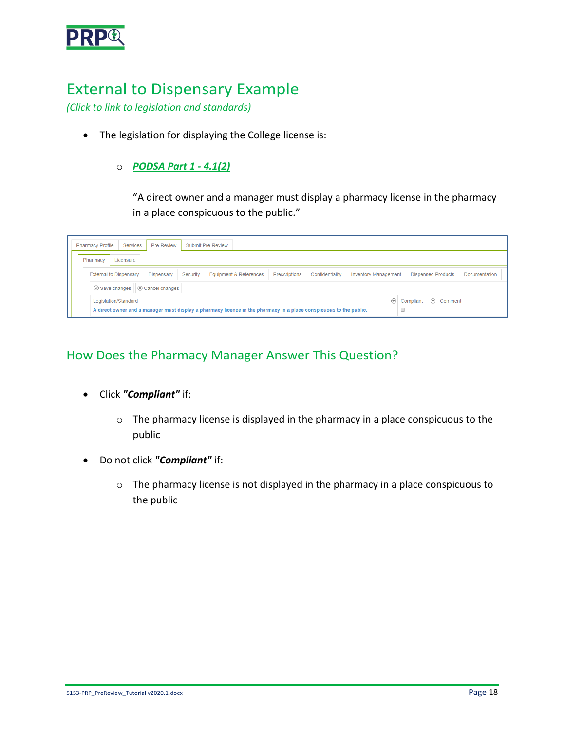# External to Dispensary Example

*(Click to link to legislation and standards)*

- The legislation for displaying the College license is:
  - ***PODSA Part 1 - 4.1(2)***

    "A direct owner and a manager must display a pharmacy license in the pharmacy in a place conspicuous to the public."

Pharmacy Profile | Services | Pre-Review | Submit Pre-Review

Pharmacy | Licensure

External to Dispensary | Dispensary | Security | Equipment & References | Prescriptions | Confidentiality | Inventory Management | Dispensed Products | Documentation

Save changes | Cancel changes

| Legislation/Standard | Compliant | Comment |
|---|---|---|
| A direct owner and a manager must display a pharmacy licence in the pharmacy in a place conspicuous to the public. | ☐ | |

## How Does the Pharmacy Manager Answer This Question?

- Click ***"Compliant"*** if:
  - The pharmacy license is displayed in the pharmacy in a place conspicuous to the public
- Do not click ***"Compliant"*** if:
  - The pharmacy license is not displayed in the pharmacy in a place conspicuous to the public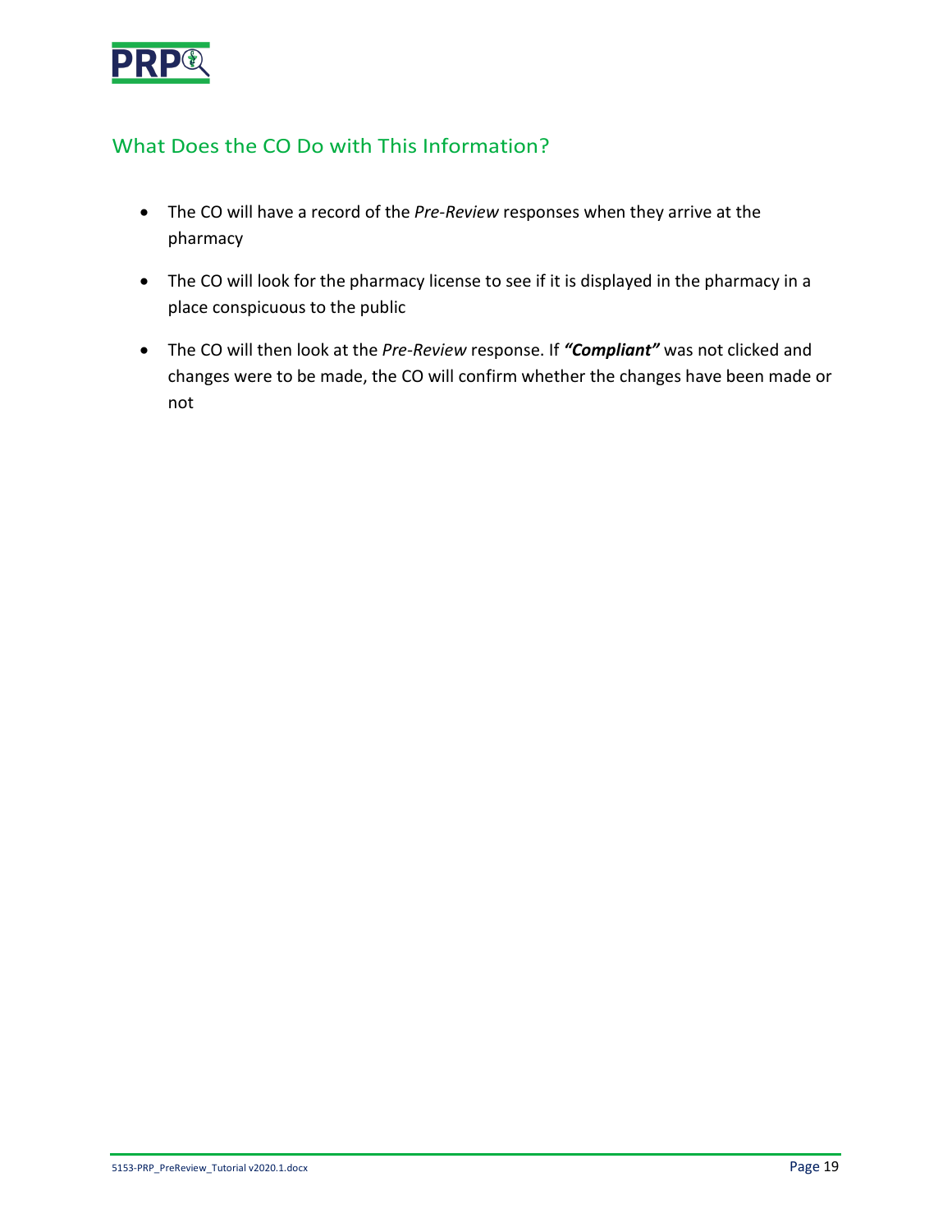## What Does the CO Do with This Information?

- The CO will have a record of the *Pre-Review* responses when they arrive at the pharmacy
- The CO will look for the pharmacy license to see if it is displayed in the pharmacy in a place conspicuous to the public
- The CO will then look at the *Pre-Review* response. If ***"Compliant"*** was not clicked and changes were to be made, the CO will confirm whether the changes have been made or not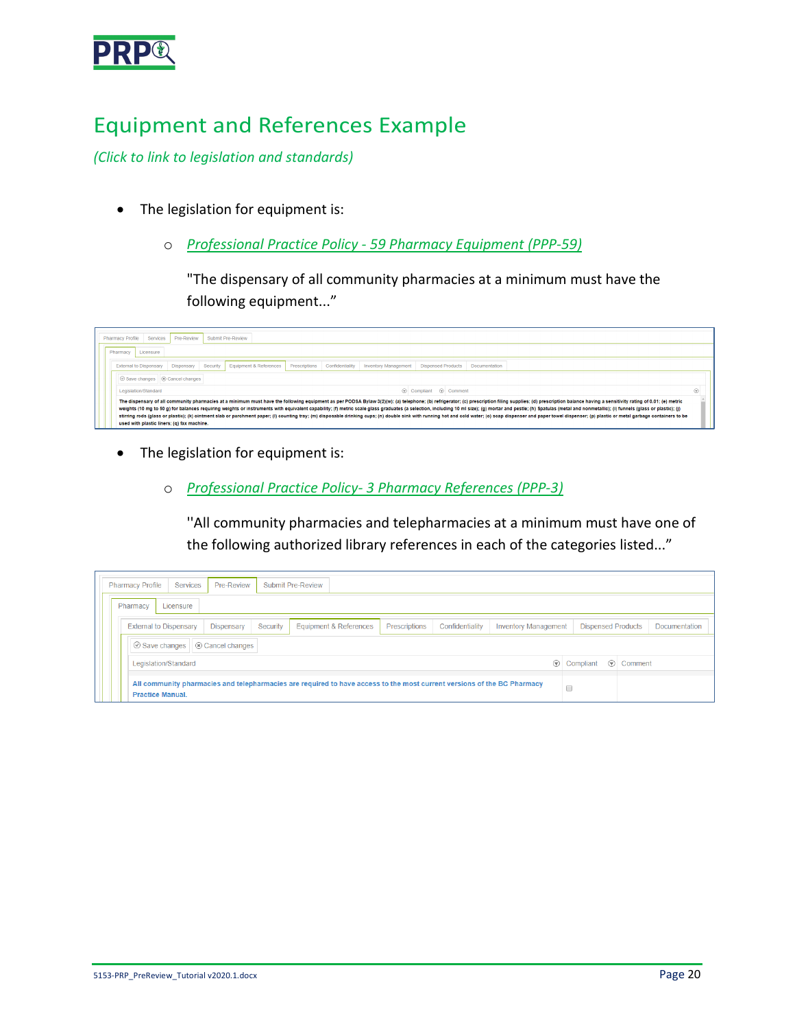# Equipment and References Example

*(Click to link to legislation and standards)*

- The legislation for equipment is:
    - *Professional Practice Policy - 59 Pharmacy Equipment (PPP-59)*

      "The dispensary of all community pharmacies at a minimum must have the following equipment..."

Pharmacy Profile | Services | Pre-Review | Submit Pre-Review

Pharmacy | Licensure

External to Dispensary | Dispensary | Security | Equipment & References | Prescriptions | Confidentiality | Inventory Management | Dispensed Products | Documentation

Save changes | Cancel changes

| Legislation/Standard | Compliant | Comment |
|---|---|---|
| The dispensary of all community pharmacies at a minimum must have the following equipment as per PODSA Bylaw 3(2)(w): (a) telephone; (b) refrigerator; (c) prescription filing supplies; (d) prescription balance having a sensitivity rating of 0.01; (e) metric weights (10 mg to 50 g) for balances requiring weights or instruments with equivalent capability; (f) metric scale glass graduates (a selection, including 10 ml size); (g) mortar and pestle; (h) Spatulas (metal and nonmetallic); (i) funnels (glass or plastic); (j) stirring rods (glass or plastic); (k) ointment slab or parchment paper; (l) counting tray; (m) disposable drinking cups; (n) double sink with running hot and cold water; (o) soap dispenser and paper towel dispenser; (p) plastic or metal garbage containers to be used with plastic liners; (q) fax machine. | | |

- The legislation for equipment is:
    - *Professional Practice Policy- 3 Pharmacy References (PPP-3)*

      ''All community pharmacies and telepharmacies at a minimum must have one of the following authorized library references in each of the categories listed...”

Pharmacy Profile | Services | Pre-Review | Submit Pre-Review

Pharmacy | Licensure

External to Dispensary | Dispensary | Security | Equipment & References | Prescriptions | Confidentiality | Inventory Management | Dispensed Products | Documentation

Save changes | Cancel changes

| Legislation/Standard | Compliant | Comment |
|---|---|---|
| All community pharmacies and telepharmacies are required to have access to the most current versions of the BC Pharmacy Practice Manual. | ☐ | |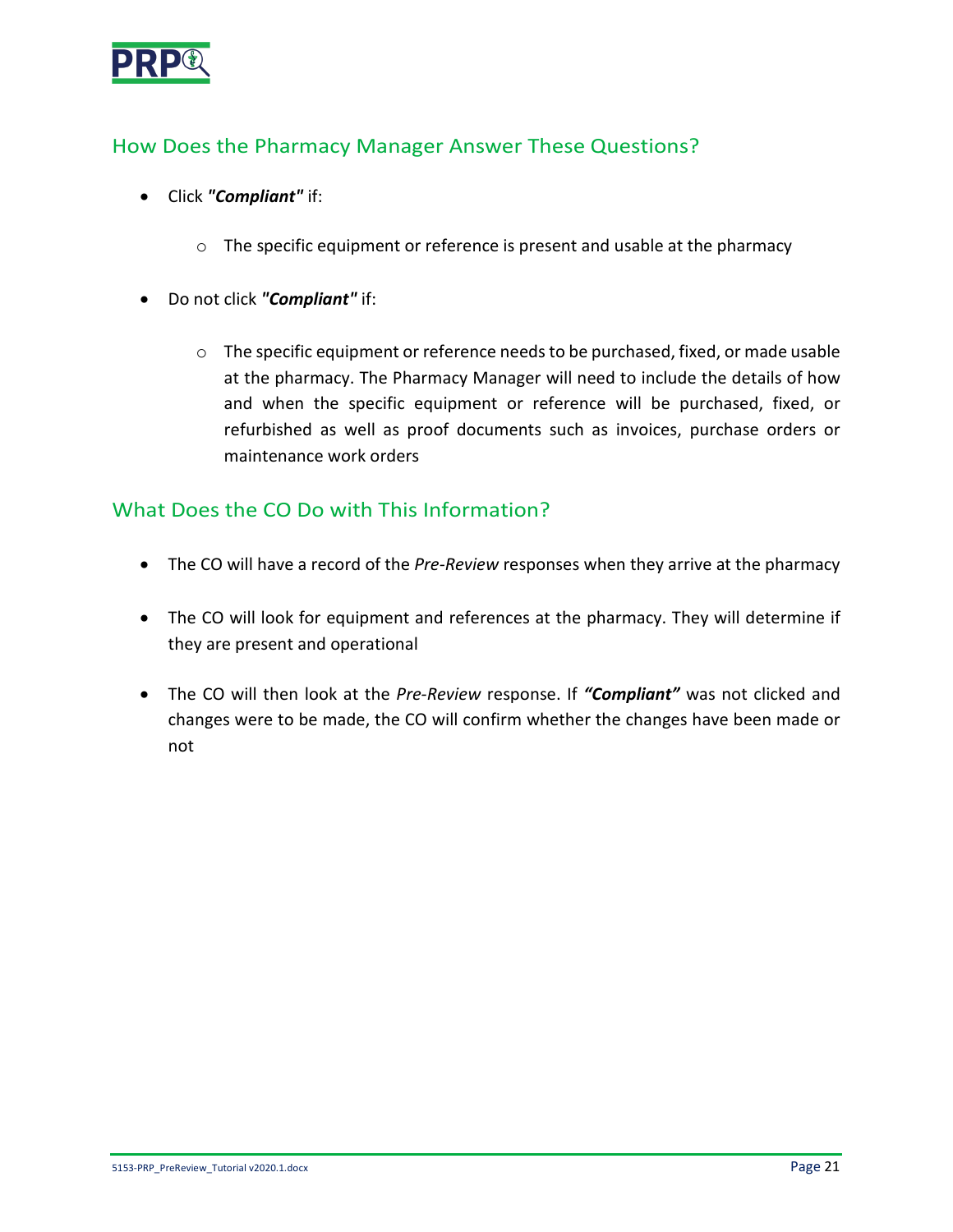## How Does the Pharmacy Manager Answer These Questions?

- Click ***"Compliant"*** if:
  - The specific equipment or reference is present and usable at the pharmacy
- Do not click ***"Compliant"*** if:
  - The specific equipment or reference needs to be purchased, fixed, or made usable at the pharmacy. The Pharmacy Manager will need to include the details of how and when the specific equipment or reference will be purchased, fixed, or refurbished as well as proof documents such as invoices, purchase orders or maintenance work orders

## What Does the CO Do with This Information?

- The CO will have a record of the *Pre-Review* responses when they arrive at the pharmacy
- The CO will look for equipment and references at the pharmacy. They will determine if they are present and operational
- The CO will then look at the *Pre-Review* response. If ***"Compliant"*** was not clicked and changes were to be made, the CO will confirm whether the changes have been made or not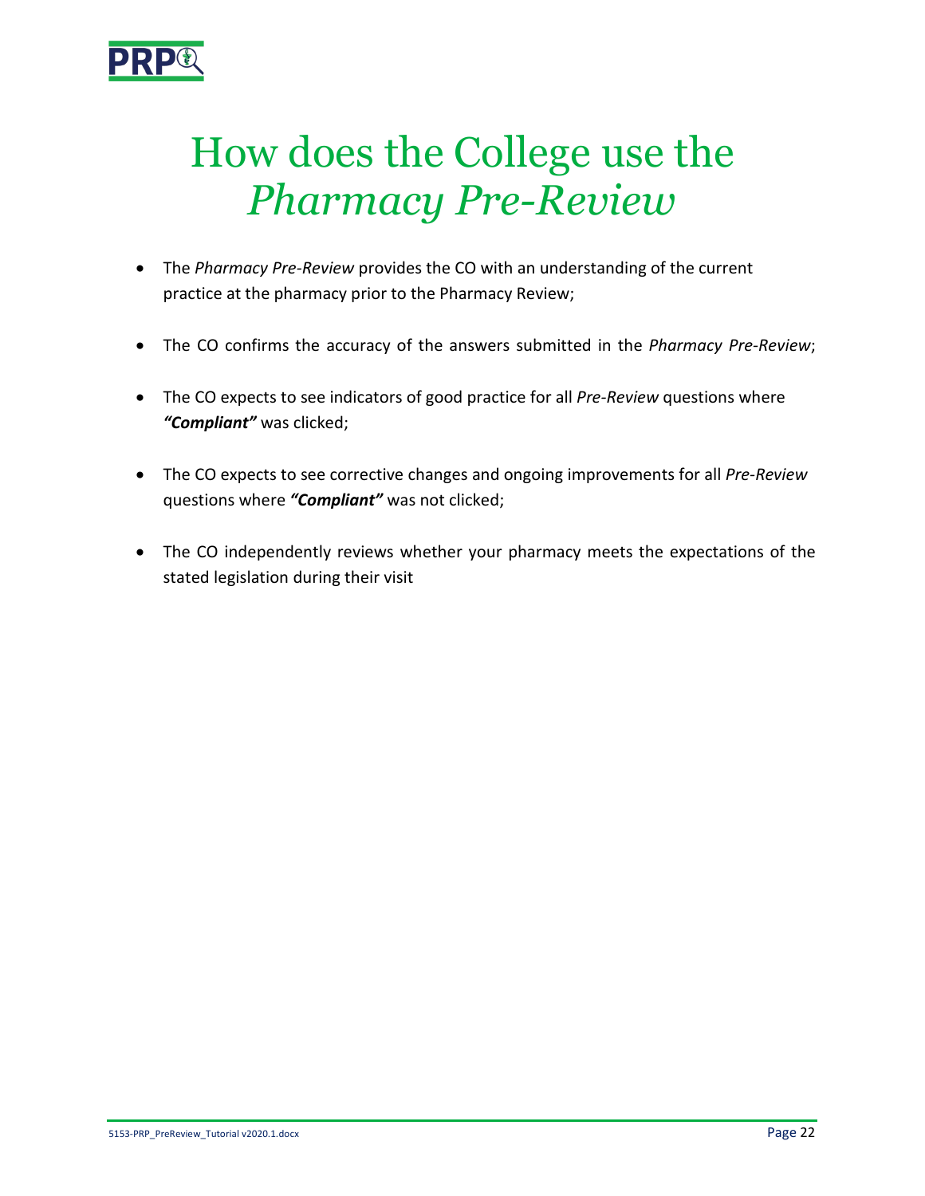# How does the College use the *Pharmacy Pre-Review*

- The *Pharmacy Pre-Review* provides the CO with an understanding of the current practice at the pharmacy prior to the Pharmacy Review;
- The CO confirms the accuracy of the answers submitted in the *Pharmacy Pre-Review*;
- The CO expects to see indicators of good practice for all *Pre-Review* questions where ***"Compliant"*** was clicked;
- The CO expects to see corrective changes and ongoing improvements for all *Pre-Review* questions where ***"Compliant"*** was not clicked;
- The CO independently reviews whether your pharmacy meets the expectations of the stated legislation during their visit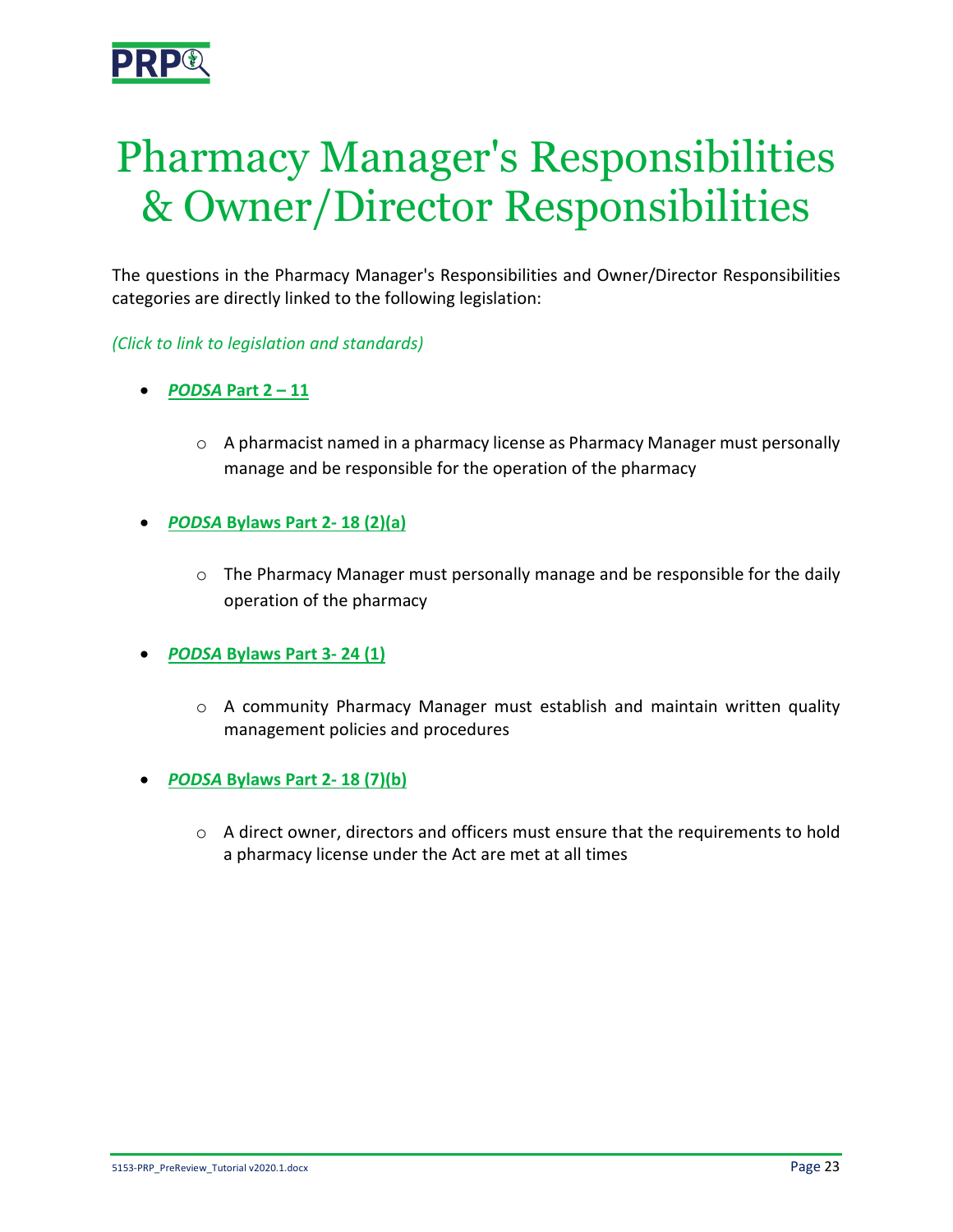# Pharmacy Manager's Responsibilities & Owner/Director Responsibilities

The questions in the Pharmacy Manager's Responsibilities and Owner/Director Responsibilities categories are directly linked to the following legislation:

*(Click to link to legislation and standards)*

- ***PODSA* Part 2 – 11**
    - A pharmacist named in a pharmacy license as Pharmacy Manager must personally manage and be responsible for the operation of the pharmacy
- ***PODSA* Bylaws Part 2- 18 (2)(a)**
    - The Pharmacy Manager must personally manage and be responsible for the daily operation of the pharmacy
- ***PODSA* Bylaws Part 3- 24 (1)**
    - A community Pharmacy Manager must establish and maintain written quality management policies and procedures
- ***PODSA* Bylaws Part 2- 18 (7)(b)**
    - A direct owner, directors and officers must ensure that the requirements to hold a pharmacy license under the Act are met at all times